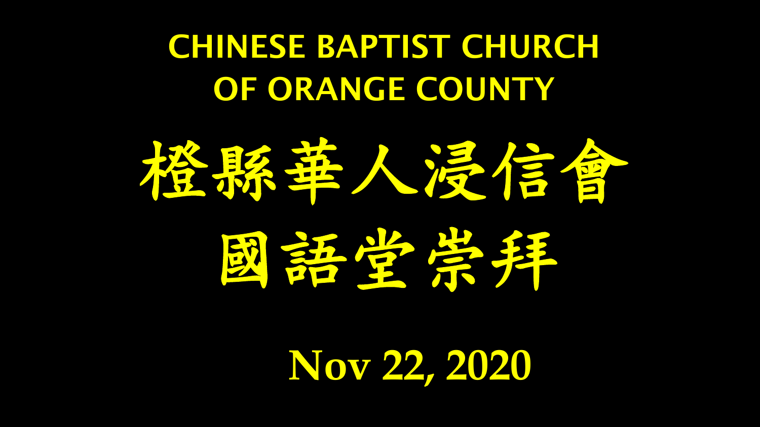# CHINESE BAPTIST CHURCH OF ORANGE COUNTY

# 橙縣華人浸信會
# 國語堂崇拜

**Nov 22, 2020**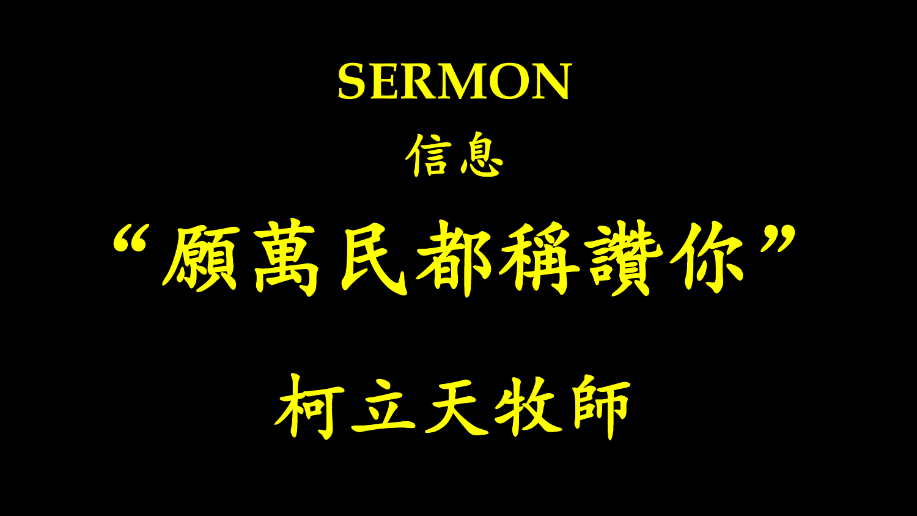# SERMON

## 信息

# “願萬民都稱讚你”

## 柯立天牧師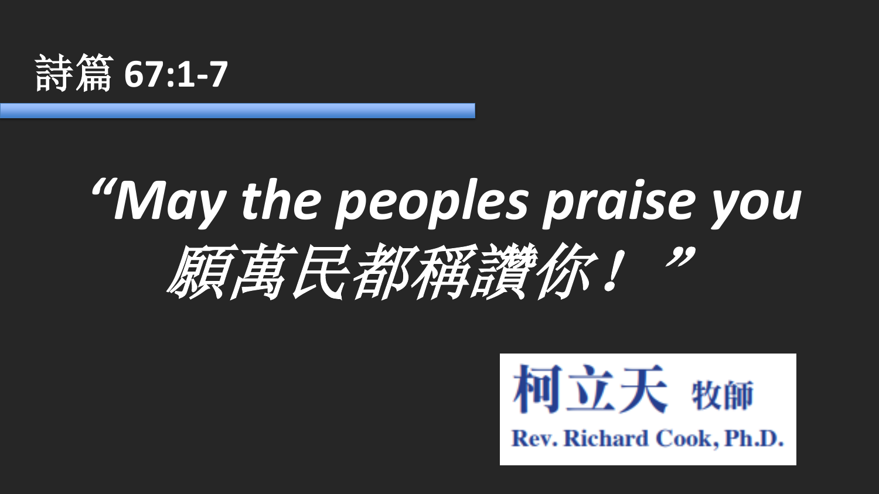# 詩篇 67:1-7

*"May the peoples praise you*
*願萬民都稱讚你！"*

柯立天 牧師
Rev. Richard Cook, Ph.D.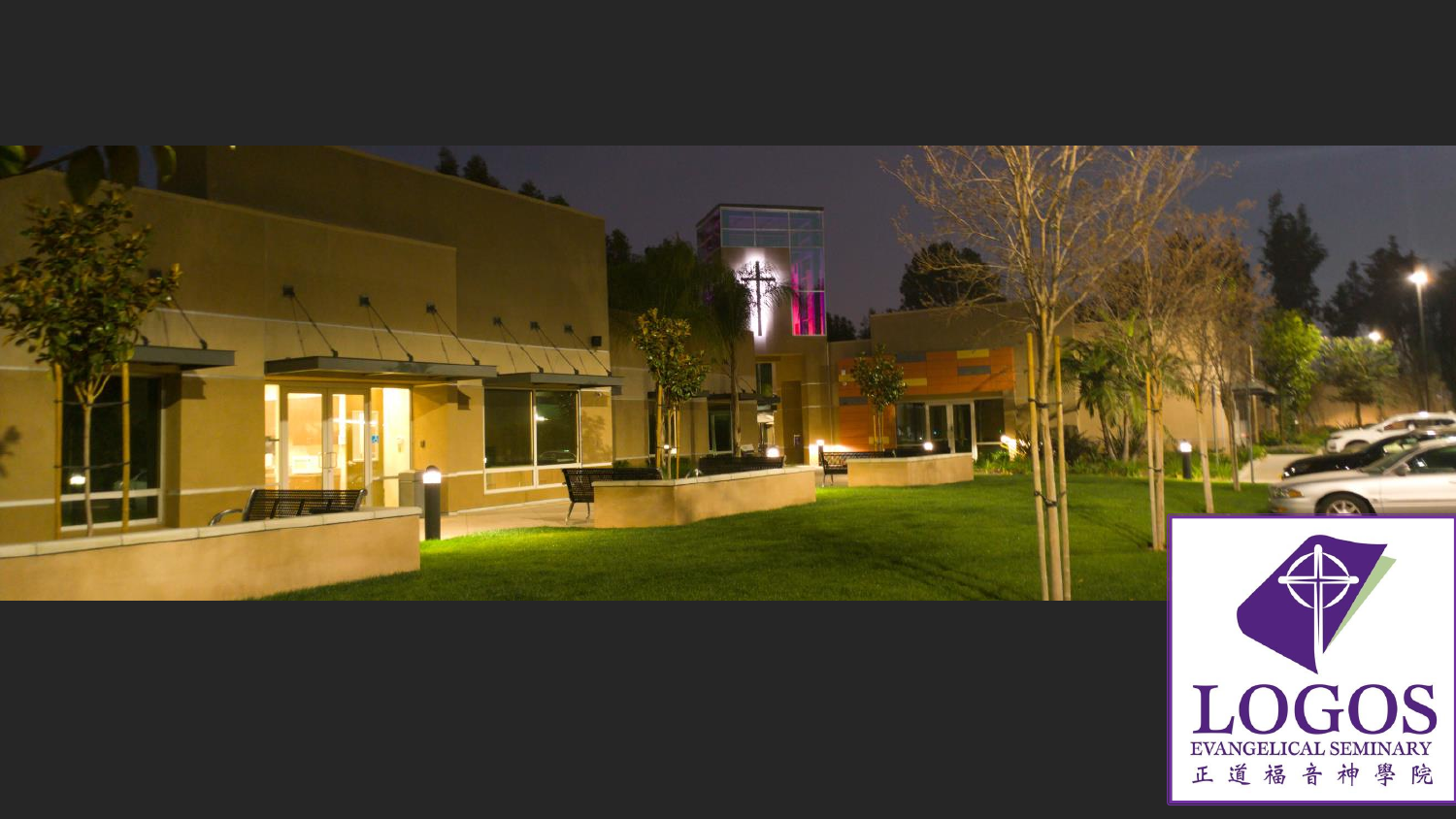LOGOS

EVANGELICAL SEMINARY

正道福音神學院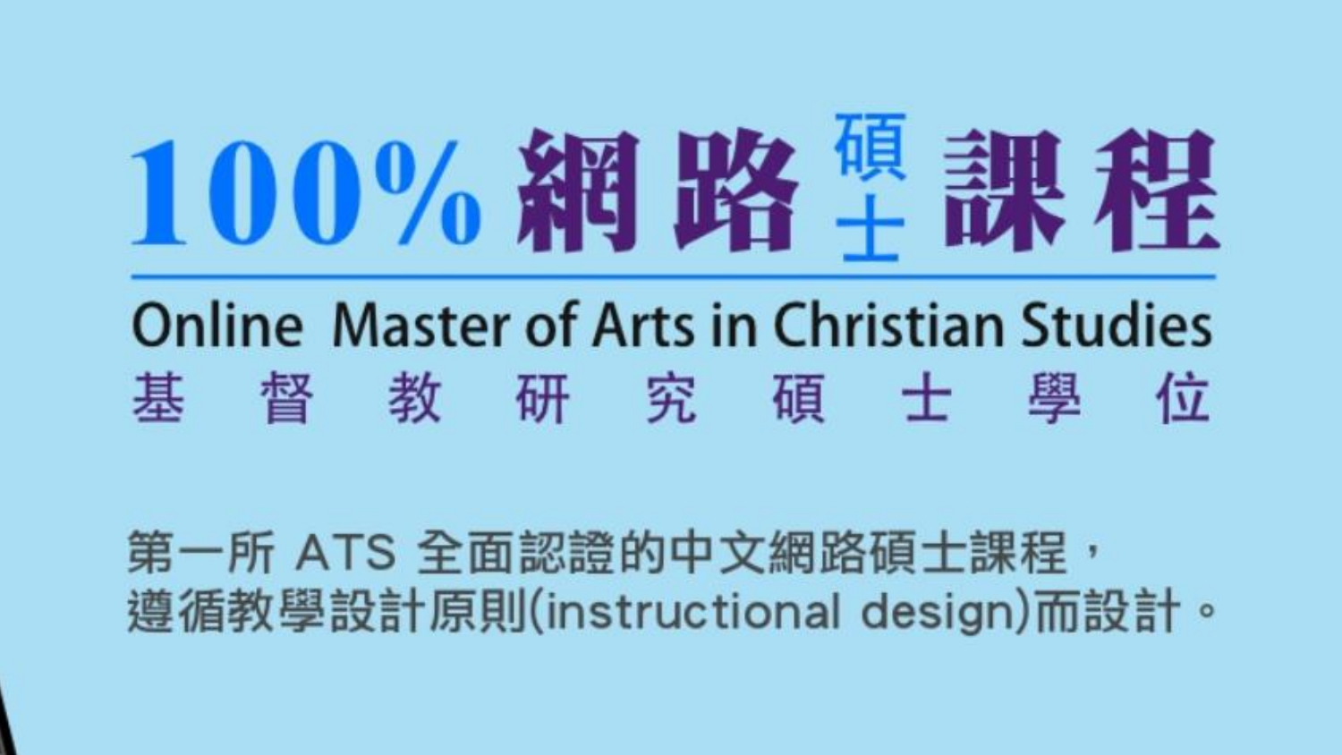# 100% 網路碩士課程

## Online Master of Arts in Christian Studies

### 基督教研究碩士學位

第一所 ATS 全面認證的中文網路碩士課程，
遵循教學設計原則(instructional design)而設計。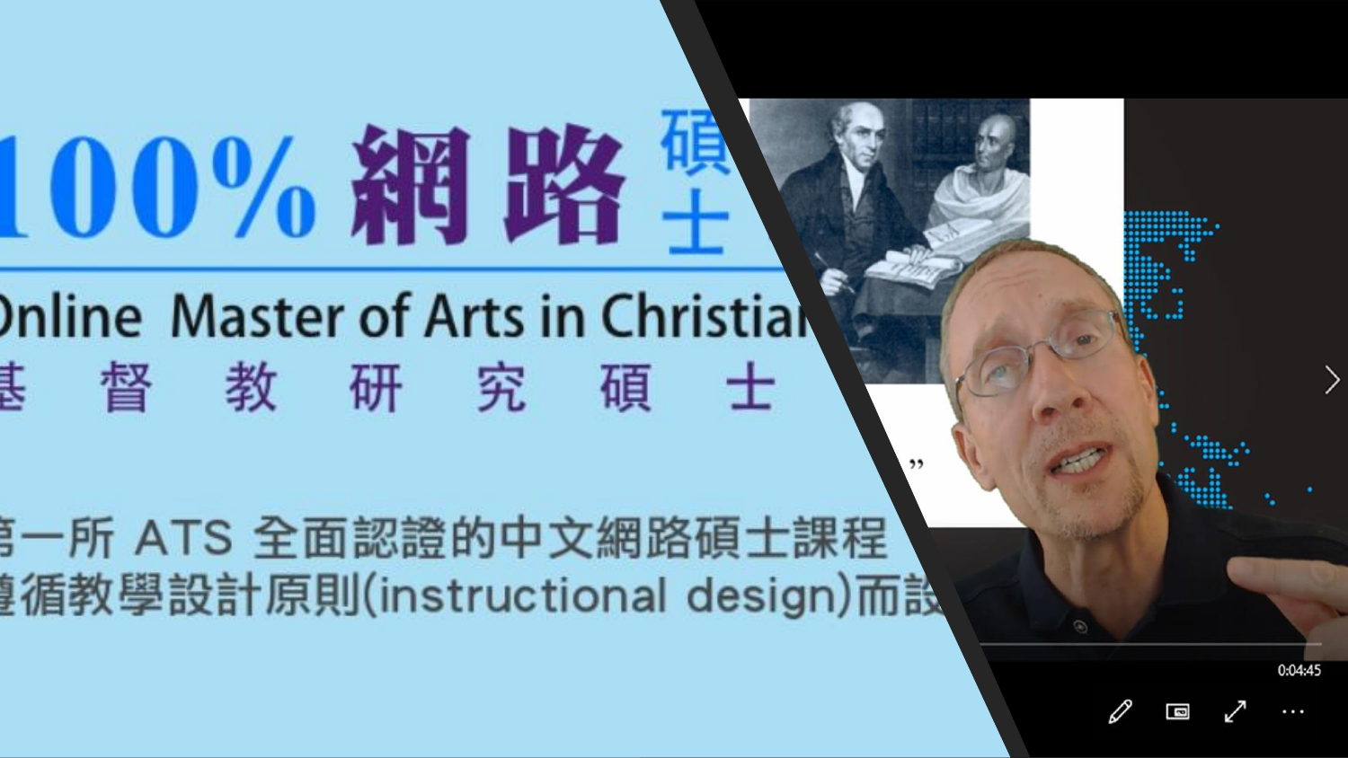# 100% 網路碩士

Online Master of Arts in Christian

基督教研究碩士

第一所 ATS 全面認證的中文網路碩士課程

遵循教學設計原則(instructional design)而設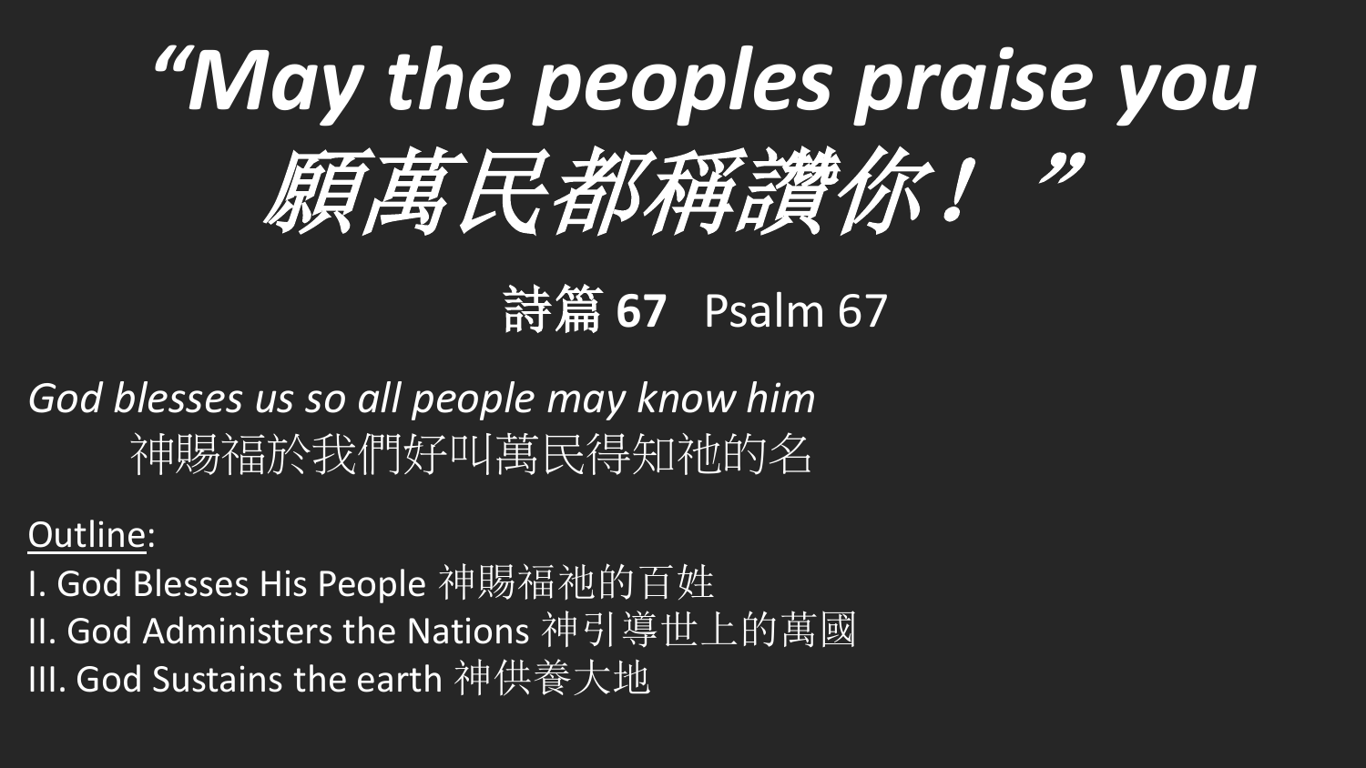# *"May the peoples praise you 願萬民都稱讚你！"*

## **詩篇 67** Psalm 67

*God blesses us so all people may know him*
神賜福於我們好叫萬民得知祂的名

<u>Outline</u>:

I. God Blesses His People 神賜福祂的百姓
II. God Administers the Nations 神引導世上的萬國
III. God Sustains the earth 神供養大地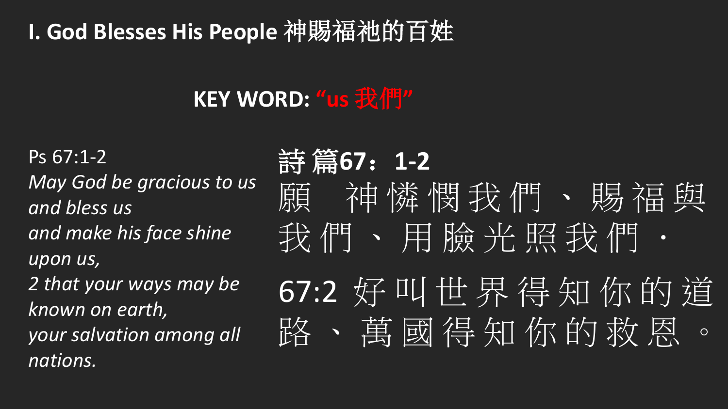# I. God Blesses His People 神賜福祂的百姓

**KEY WORD: "us 我們"**

Ps 67:1-2

*May God be gracious to us*
*and bless us*
*and make his face shine upon us,*
*2 that your ways may be known on earth,*
*your salvation among all nations.*

**詩篇67：1-2**

願　神憐憫我們、賜福與我們、用臉光照我們．

67:2 好叫世界得知你的道路、萬國得知你的救恩。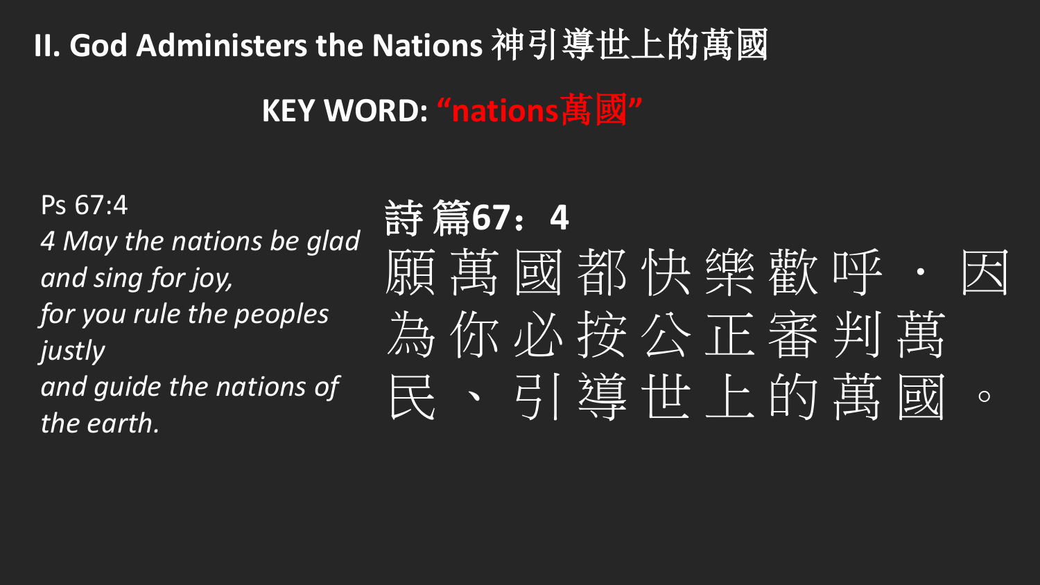## II. God Administers the Nations 神引導世上的萬國

**KEY WORD: "nations萬國"**

Ps 67:4
*4 May the nations be glad*
*and sing for joy,*
*for you rule the peoples justly*
*and guide the nations of the earth.*

**詩篇67：4**
願萬國都快樂歡呼・因為你必按公正審判萬民、引導世上的萬國。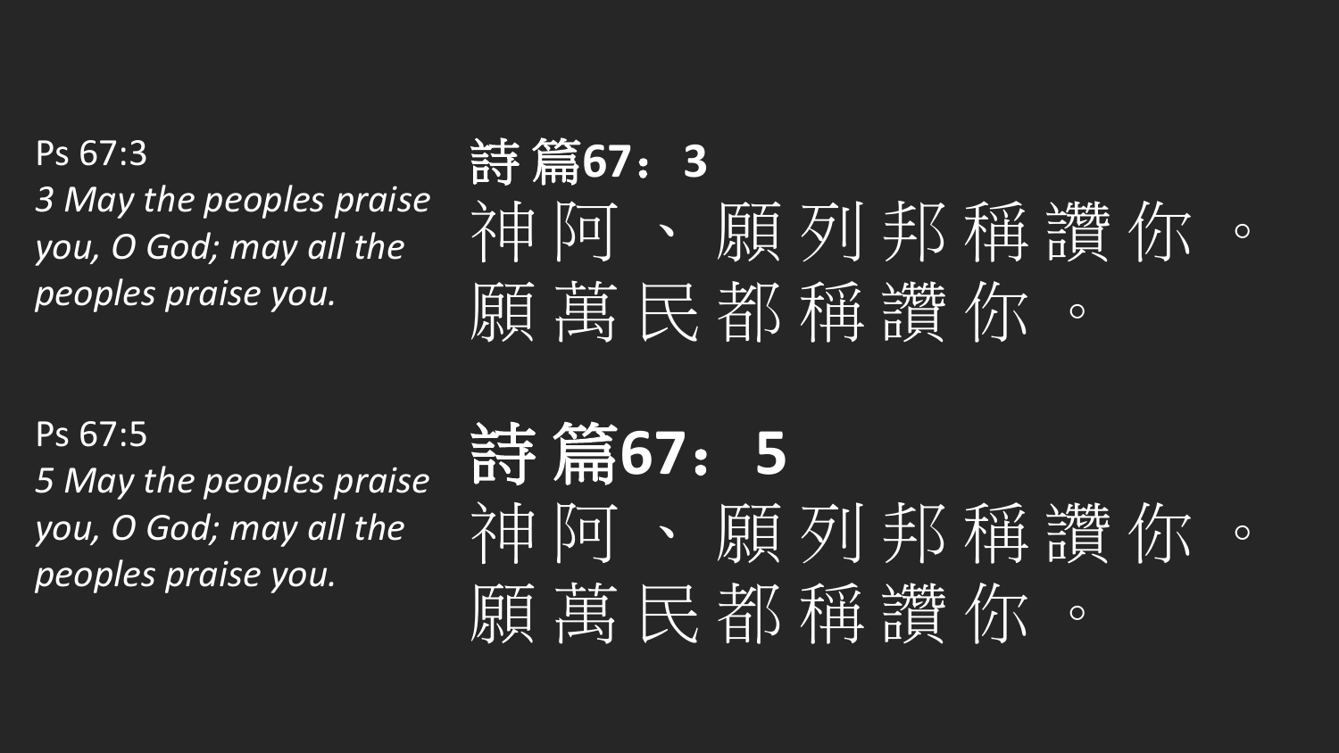Ps 67:3

*3 May the peoples praise you, O God; may all the peoples praise you.*

**詩篇67：3**

神阿、願列邦稱讚你。願萬民都稱讚你。

Ps 67:5

*5 May the peoples praise you, O God; may all the peoples praise you.*

**詩篇67：5**

神阿、願列邦稱讚你。願萬民都稱讚你。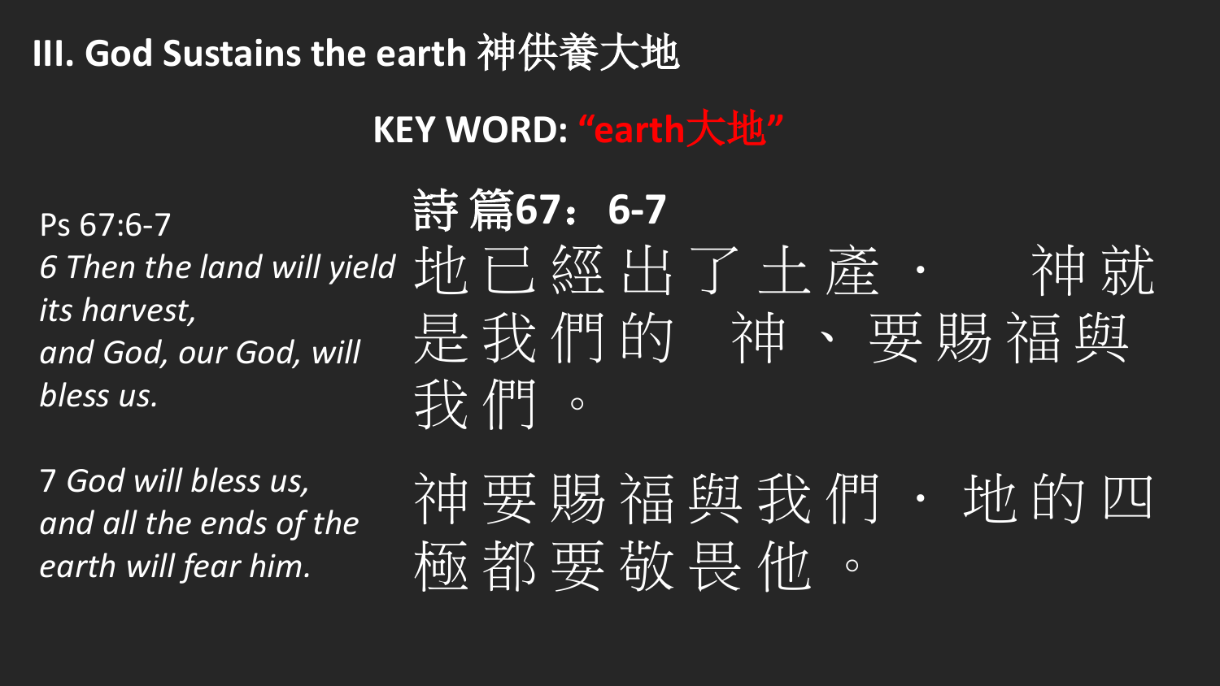# III. God Sustains the earth 神供養大地

**KEY WORD: "earth大地"**

Ps 67:6-7

*6 Then the land will yield its harvest,*
*and God, our God, will bless us.*

*7 God will bless us,*
*and all the ends of the earth will fear him.*

**詩 篇67： 6-7**

地已經出了土產． 神就是我們的 神、要賜福與我們。

神要賜福與我們．地的四極都要敬畏他。